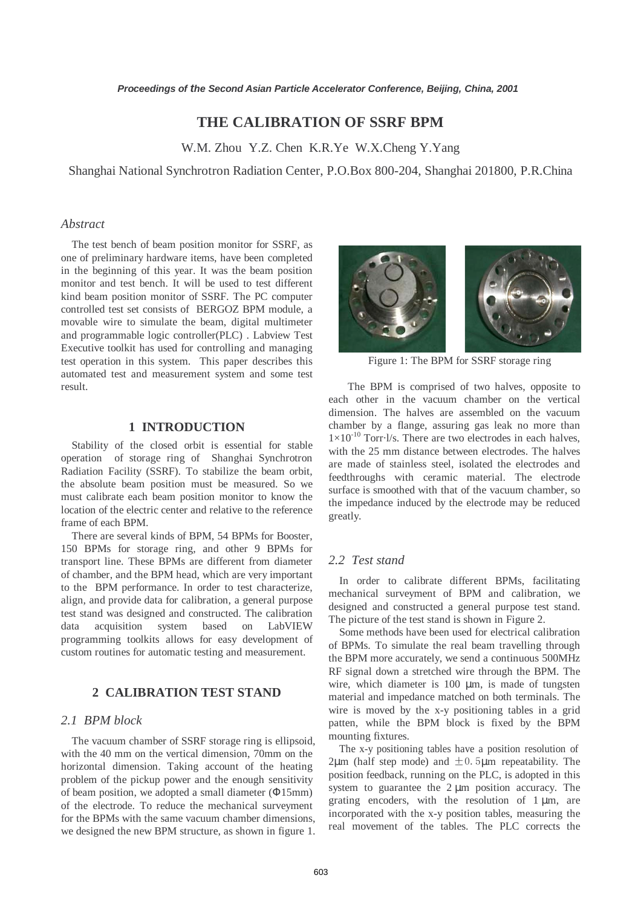# THE CALIBRATION OF SSRF BPM

W.M. Zhou Y.Z. Chen K.R.Ye W.X.Cheng Y.Yang

Shanghai National Synchrotron Radiation Center, P.O.Box 800-204, Shanghai 201800, P.R.China

## *Abstract*

The test bench of beam position monitor for SSRF, as one of preliminary hardware items, have been completed in the beginning of this year. It was the beam position monitor and test bench. It will be used to test different kind beam position monitor of SSRF. The PC computer controlled test set consists of BERGOZ BPM module, a movable wire to simulate the beam, digital multimeter and programmable logic controller(PLC) . Labview Test Executive toolkit has used for controlling and managing test operation in this system. This paper describes this automated test and measurement system and some test result.

## 1 INTRODUCTION

Stability of the closed orbit is essential for stable operation of storage ring of Shanghai Synchrotron Radiation Facility (SSRF). To stabilize the beam orbit, the absolute beam position must be measured. So we must calibrate each beam position monitor to know the location of the electric center and relative to the reference frame of each BPM.

There are several kinds of BPM, 54 BPMs for Booster, 150 BPMs for storage ring, and other 9 BPMs for transport line. These BPMs are different from diameter of chamber, and the BPM head, which are very important to the BPM performance. In order to test characterize, align, and provide data for calibration, a general purpose test stand was designed and constructed. The calibration data acquisition system based on LabVIEW programming toolkits allows for easy development of custom routines for automatic testing and measurement.

## 2 CALIBRATION TEST STAND

### *2.1 BPM block*

The vacuum chamber of SSRF storage ring is ellipsoid, with the 40 mm on the vertical dimension, 70mm on the horizontal dimension. Taking account of the heating problem of the pickup power and the enough sensitivity of beam position, we adopted a small diameter (Φ15mm) of the electrode. To reduce the mechanical surveyment for the BPMs with the same vacuum chamber dimensions, we designed the new BPM structure, as shown in figure 1.

Figure 1: The BPM for SSRF storage ring

The BPM is comprised of two halves, opposite to each other in the vacuum chamber on the vertical dimension. The halves are assembled on the vacuum chamber by a flange, assuring gas leak no more than $1\times10^{-10}$ Torr·l/s. There are two electrodes in each halves, with the 25 mm distance between electrodes. The halves are made of stainless steel, isolated the electrodes and feedthroughs with ceramic material. The electrode surface is smoothed with that of the vacuum chamber, so the impedance induced by the electrode may be reduced greatly.

### *2.2 Test stand*

In order to calibrate different BPMs, facilitating mechanical surveyment of BPM and calibration, we designed and constructed a general purpose test stand. The picture of the test stand is shown in Figure 2.

Some methods have been used for electrical calibration of BPMs. To simulate the real beam travelling through the BPM more accurately, we send a continuous 500MHz RF signal down a stretched wire through the BPM. The wire, which diameter is 100 μm, is made of tungsten material and impedance matched on both terminals. The wire is moved by the x-y positioning tables in a grid patten, while the BPM block is fixed by the BPM mounting fixtures.

The x-y positioning tables have a position resolution of 2μm (half step mode) and ±0.5μm repeatability. The position feedback, running on the PLC, is adopted in this system to guarantee the 2 μm position accuracy. The grating encoders, with the resolution of 1 μm, are incorporated with the x-y position tables, measuring the real movement of the tables. The PLC corrects the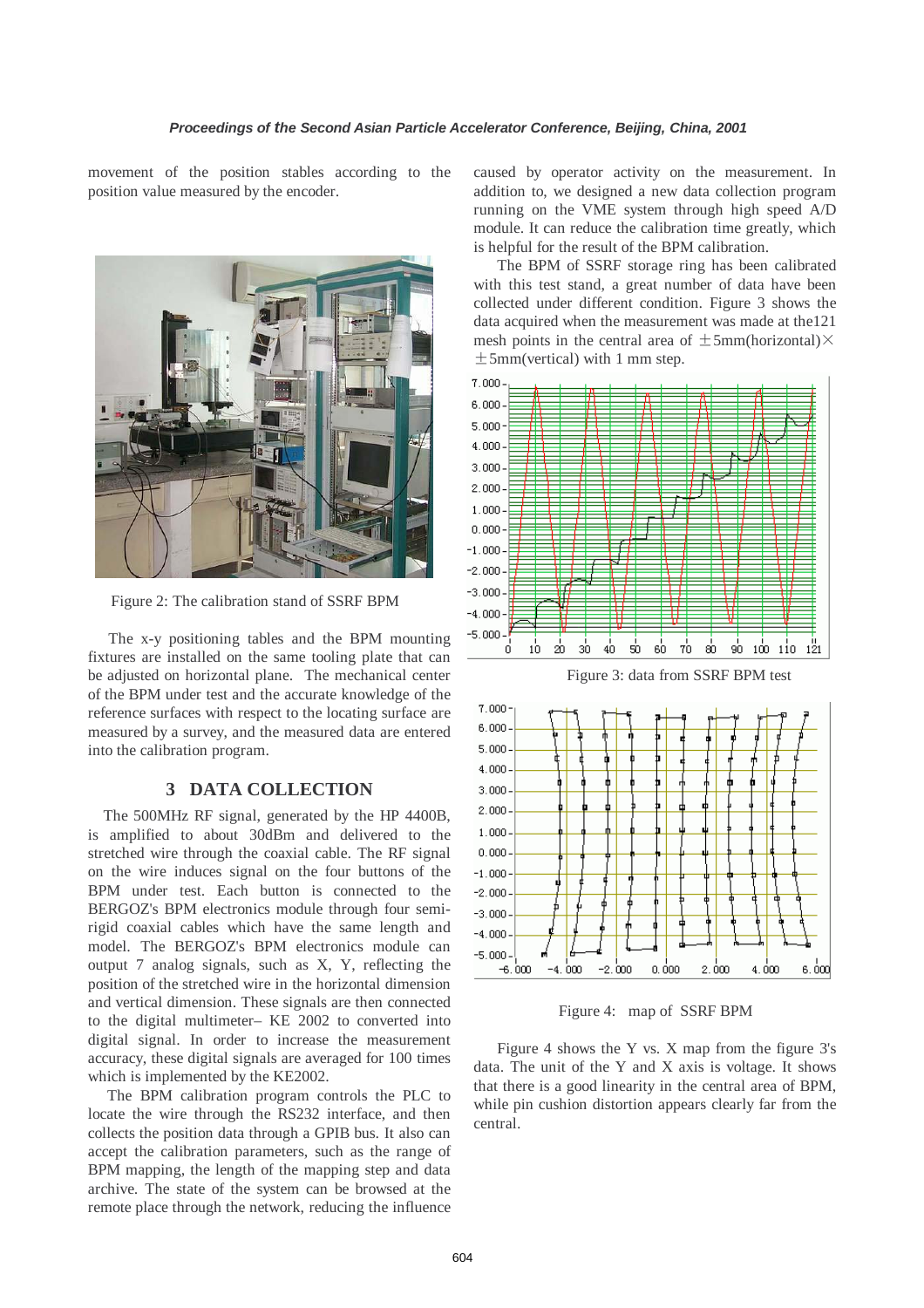movement of the position stables according to the position value measured by the encoder.

Figure 2: The calibration stand of SSRF BPM

The x-y positioning tables and the BPM mounting fixtures are installed on the same tooling plate that can be adjusted on horizontal plane. The mechanical center of the BPM under test and the accurate knowledge of the reference surfaces with respect to the locating surface are measured by a survey, and the measured data are entered into the calibration program.

## 3 DATA COLLECTION

The 500MHz RF signal, generated by the HP 4400B, is amplified to about 30dBm and delivered to the stretched wire through the coaxial cable. The RF signal on the wire induces signal on the four buttons of the BPM under test. Each button is connected to the BERGOZ's BPM electronics module through four semi-rigid coaxial cables which have the same length and model. The BERGOZ's BPM electronics module can output 7 analog signals, such as X, Y, reflecting the position of the stretched wire in the horizontal dimension and vertical dimension. These signals are then connected to the digital multimeter– KE 2002 to converted into digital signal. In order to increase the measurement accuracy, these digital signals are averaged for 100 times which is implemented by the KE2002.

The BPM calibration program controls the PLC to locate the wire through the RS232 interface, and then collects the position data through a GPIB bus. It also can accept the calibration parameters, such as the range of BPM mapping, the length of the mapping step and data archive. The state of the system can be browsed at the remote place through the network, reducing the influence caused by operator activity on the measurement. In addition to, we designed a new data collection program running on the VME system through high speed A/D module. It can reduce the calibration time greatly, which is helpful for the result of the BPM calibration.

The BPM of SSRF storage ring has been calibrated with this test stand, a great number of data have been collected under different condition. Figure 3 shows the data acquired when the measurement was made at the121 mesh points in the central area of ±5mm(horizontal)× ±5mm(vertical) with 1 mm step.

Figure 3: data from SSRF BPM test

Figure 4: map of SSRF BPM

Figure 4 shows the Y vs. X map from the figure 3's data. The unit of the Y and X axis is voltage. It shows that there is a good linearity in the central area of BPM, while pin cushion distortion appears clearly far from the central.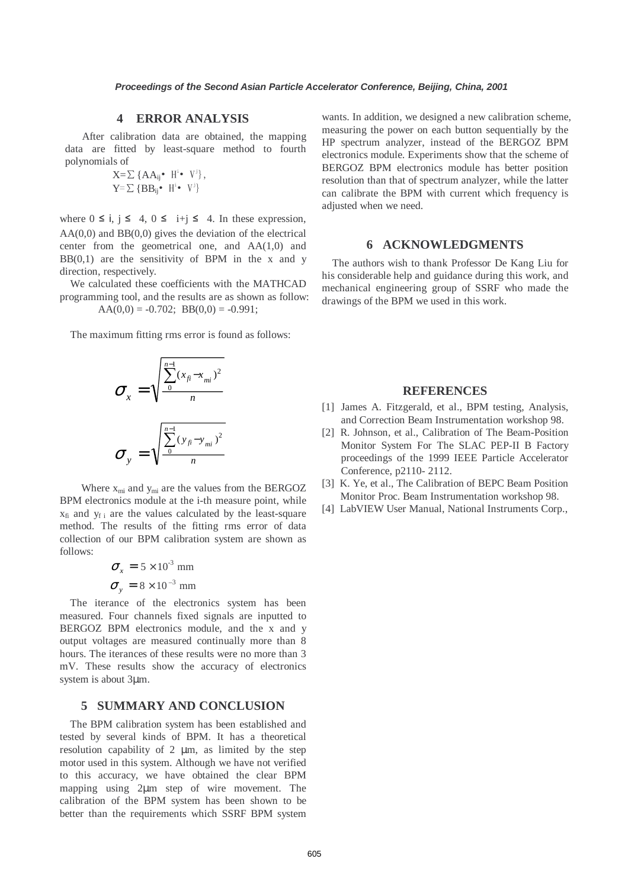## 4 ERROR ANALYSIS

After calibration data are obtained, the mapping data are fitted by least-square method to fourth polynomials of

$$X=\sum \{AA_{ij}\bullet H^i\bullet V^j\},$$
$$Y=\sum \{BB_{ij}\bullet H^i\bullet V^j\}$$

where $0 \le i, j \le 4$, $0 \le i+j \le 4$. In these expression, AA(0,0) and BB(0,0) gives the deviation of the electrical center from the geometrical one, and AA(1,0) and BB(0,1) are the sensitivity of BPM in the x and y direction, respectively.

We calculated these coefficients with the MATHCAD programming tool, and the results are as shown as follow:

AA(0,0) = -0.702; BB(0,0) = -0.991;

The maximum fitting rms error is found as follows:

$$\sigma_x = \sqrt{\frac{\sum_0^{n-1}(x_{fi}-x_{mi})^2}{n}}$$

$$\sigma_y = \sqrt{\frac{\sum_0^{n-1}(y_{fi}-y_{mi})^2}{n}}$$

Where $x_{mi}$ and $y_{mi}$ are the values from the BERGOZ BPM electronics module at the i-th measure point, while $x_{fi}$ and $y_{fi}$ are the values calculated by the least-square method. The results of the fitting rms error of data collection of our BPM calibration system are shown as follows:

$$\sigma_x = 5\times10^{-3} \text{ mm}$$
$$\sigma_y = 8\times10^{-3} \text{ mm}$$

The iterance of the electronics system has been measured. Four channels fixed signals are inputted to BERGOZ BPM electronics module, and the x and y output voltages are measured continually more than 8 hours. The iterances of these results were no more than 3 mV. These results show the accuracy of electronics system is about 3μm.

## 5 SUMMARY AND CONCLUSION

The BPM calibration system has been established and tested by several kinds of BPM. It has a theoretical resolution capability of 2 μm, as limited by the step motor used in this system. Although we have not verified to this accuracy, we have obtained the clear BPM mapping using 2μm step of wire movement. The calibration of the BPM system has been shown to be better than the requirements which SSRF BPM system wants. In addition, we designed a new calibration scheme, measuring the power on each button sequentially by the HP spectrum analyzer, instead of the BERGOZ BPM electronics module. Experiments show that the scheme of BERGOZ BPM electronics module has better position resolution than that of spectrum analyzer, while the latter can calibrate the BPM with current which frequency is adjusted when we need.

## 6 ACKNOWLEDGMENTS

The authors wish to thank Professor De Kang Liu for his considerable help and guidance during this work, and mechanical engineering group of SSRF who made the drawings of the BPM we used in this work.

## REFERENCES

[1] James A. Fitzgerald, et al., BPM testing, Analysis, and Correction Beam Instrumentation workshop 98.

[2] R. Johnson, et al., Calibration of The Beam-Position Monitor System For The SLAC PEP-II B Factory proceedings of the 1999 IEEE Particle Accelerator Conference, p2110- 2112.

[3] K. Ye, et al., The Calibration of BEPC Beam Position Monitor Proc. Beam Instrumentation workshop 98.

[4] LabVIEW User Manual, National Instruments Corp.,